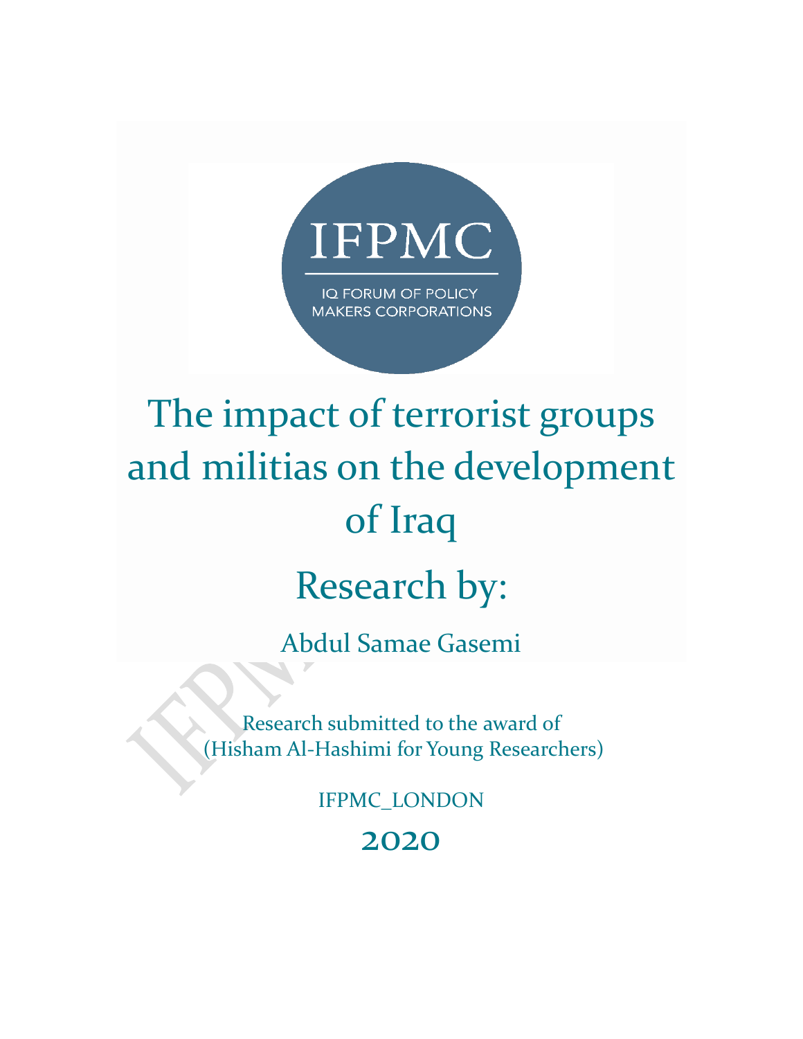IFPMC

IQ FORUM OF POLICY MAKERS CORPORATIONS

# The impact of terrorist groups and militias on the development of Iraq

## Research by:

Abdul Samae Gasemi

Research submitted to the award of (Hisham Al-Hashimi for Young Researchers)

IFPMC_LONDON

2020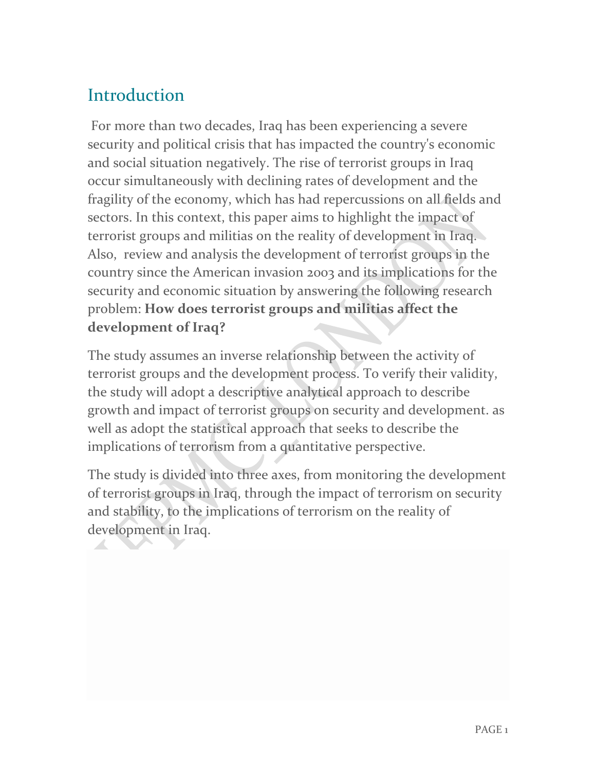## Introduction

For more than two decades, Iraq has been experiencing a severe security and political crisis that has impacted the country's economic and social situation negatively. The rise of terrorist groups in Iraq occur simultaneously with declining rates of development and the fragility of the economy, which has had repercussions on all fields and sectors. In this context, this paper aims to highlight the impact of terrorist groups and militias on the reality of development in Iraq. Also, review and analysis the development of terrorist groups in the country since the American invasion 2003 and its implications for the security and economic situation by answering the following research problem: **How does terrorist groups and militias affect the development of Iraq?**

The study assumes an inverse relationship between the activity of terrorist groups and the development process. To verify their validity, the study will adopt a descriptive analytical approach to describe growth and impact of terrorist groups on security and development. as well as adopt the statistical approach that seeks to describe the implications of terrorism from a quantitative perspective.

The study is divided into three axes, from monitoring the development of terrorist groups in Iraq, through the impact of terrorism on security and stability, to the implications of terrorism on the reality of development in Iraq.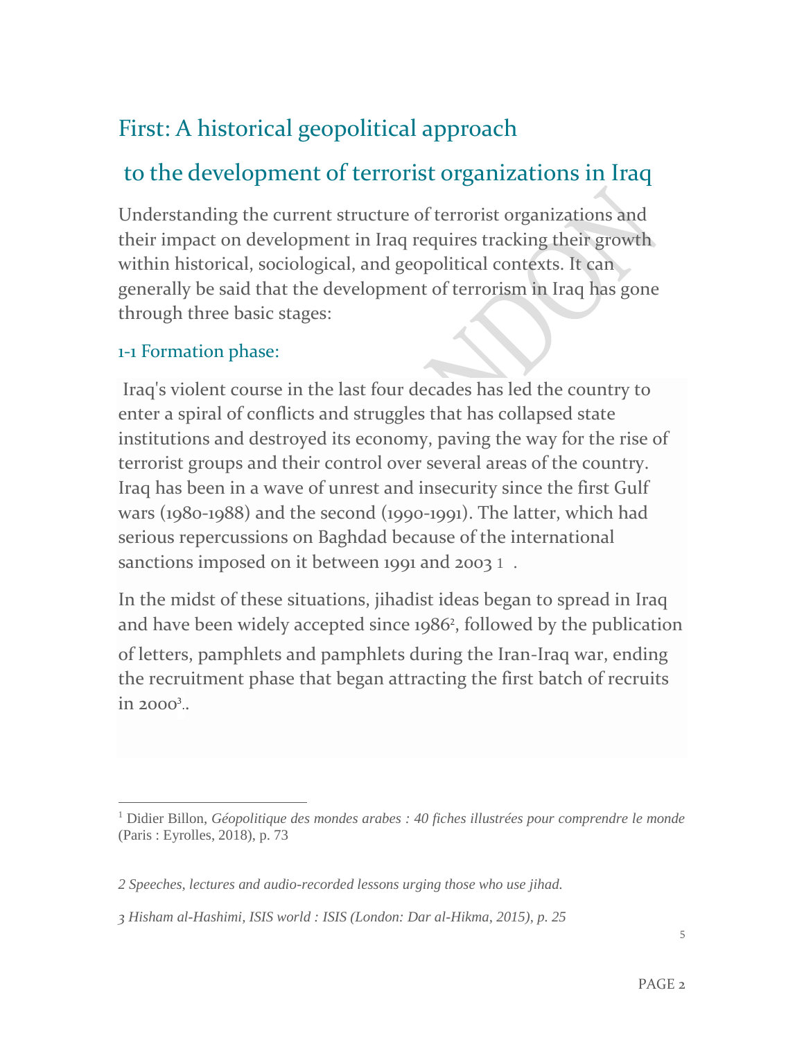## First: A historical geopolitical approach to the development of terrorist organizations in Iraq

Understanding the current structure of terrorist organizations and their impact on development in Iraq requires tracking their growth within historical, sociological, and geopolitical contexts. It can generally be said that the development of terrorism in Iraq has gone through three basic stages:

### 1-1 Formation phase:

Iraq's violent course in the last four decades has led the country to enter a spiral of conflicts and struggles that has collapsed state institutions and destroyed its economy, paving the way for the rise of terrorist groups and their control over several areas of the country. Iraq has been in a wave of unrest and insecurity since the first Gulf wars (1980-1988) and the second (1990-1991). The latter, which had serious repercussions on Baghdad because of the international sanctions imposed on it between 1991 and 2003 [1] .

In the midst of these situations, jihadist ideas began to spread in Iraq and have been widely accepted since 1986[2], followed by the publication of letters, pamphlets and pamphlets during the Iran-Iraq war, ending the recruitment phase that began attracting the first batch of recruits in 2000[3]..

---

[1] Didier Billon, *Géopolitique des mondes arabes : 40 fiches illustrées pour comprendre le monde* (Paris : Eyrolles, 2018), p. 73

*2 Speeches, lectures and audio-recorded lessons urging those who use jihad.*

*3 Hisham al-Hashimi, ISIS world : ISIS (London: Dar al-Hikma, 2015), p. 25*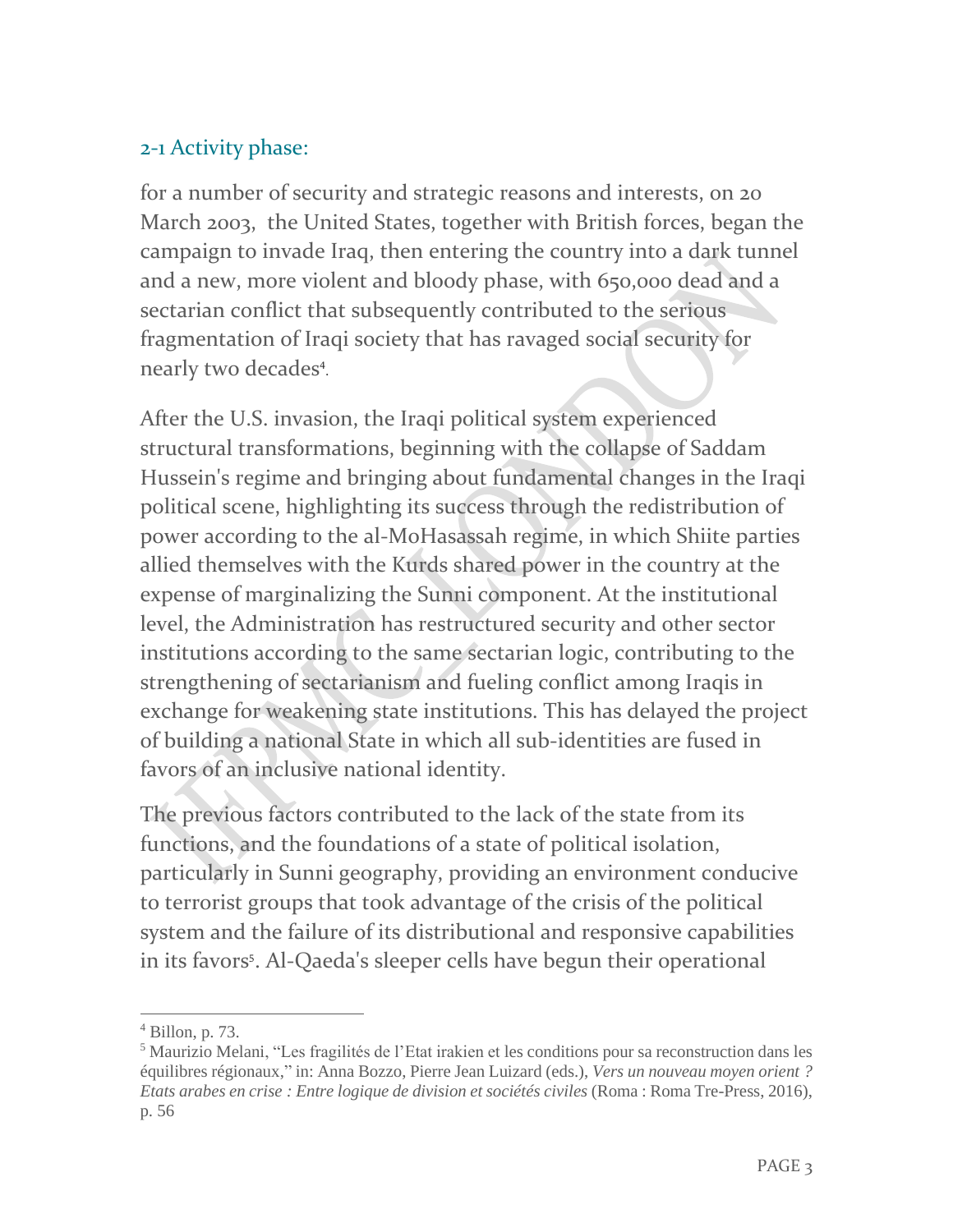## 2-1 Activity phase:

for a number of security and strategic reasons and interests, on 20 March 2003, the United States, together with British forces, began the campaign to invade Iraq, then entering the country into a dark tunnel and a new, more violent and bloody phase, with 650,000 dead and a sectarian conflict that subsequently contributed to the serious fragmentation of Iraqi society that has ravaged social security for nearly two decades[4].

After the U.S. invasion, the Iraqi political system experienced structural transformations, beginning with the collapse of Saddam Hussein's regime and bringing about fundamental changes in the Iraqi political scene, highlighting its success through the redistribution of power according to the al-MoHasassah regime, in which Shiite parties allied themselves with the Kurds shared power in the country at the expense of marginalizing the Sunni component. At the institutional level, the Administration has restructured security and other sector institutions according to the same sectarian logic, contributing to the strengthening of sectarianism and fueling conflict among Iraqis in exchange for weakening state institutions. This has delayed the project of building a national State in which all sub-identities are fused in favors of an inclusive national identity.

The previous factors contributed to the lack of the state from its functions, and the foundations of a state of political isolation, particularly in Sunni geography, providing an environment conducive to terrorist groups that took advantage of the crisis of the political system and the failure of its distributional and responsive capabilities in its favors[5]. Al-Qaeda's sleeper cells have begun their operational

---

[4] Billon, p. 73.

[5] Maurizio Melani, "Les fragilités de l'Etat irakien et les conditions pour sa reconstruction dans les équilibres régionaux," in: Anna Bozzo, Pierre Jean Luizard (eds.), *Vers un nouveau moyen orient ? Etats arabes en crise : Entre logique de division et sociétés civiles* (Roma : Roma Tre-Press, 2016), p. 56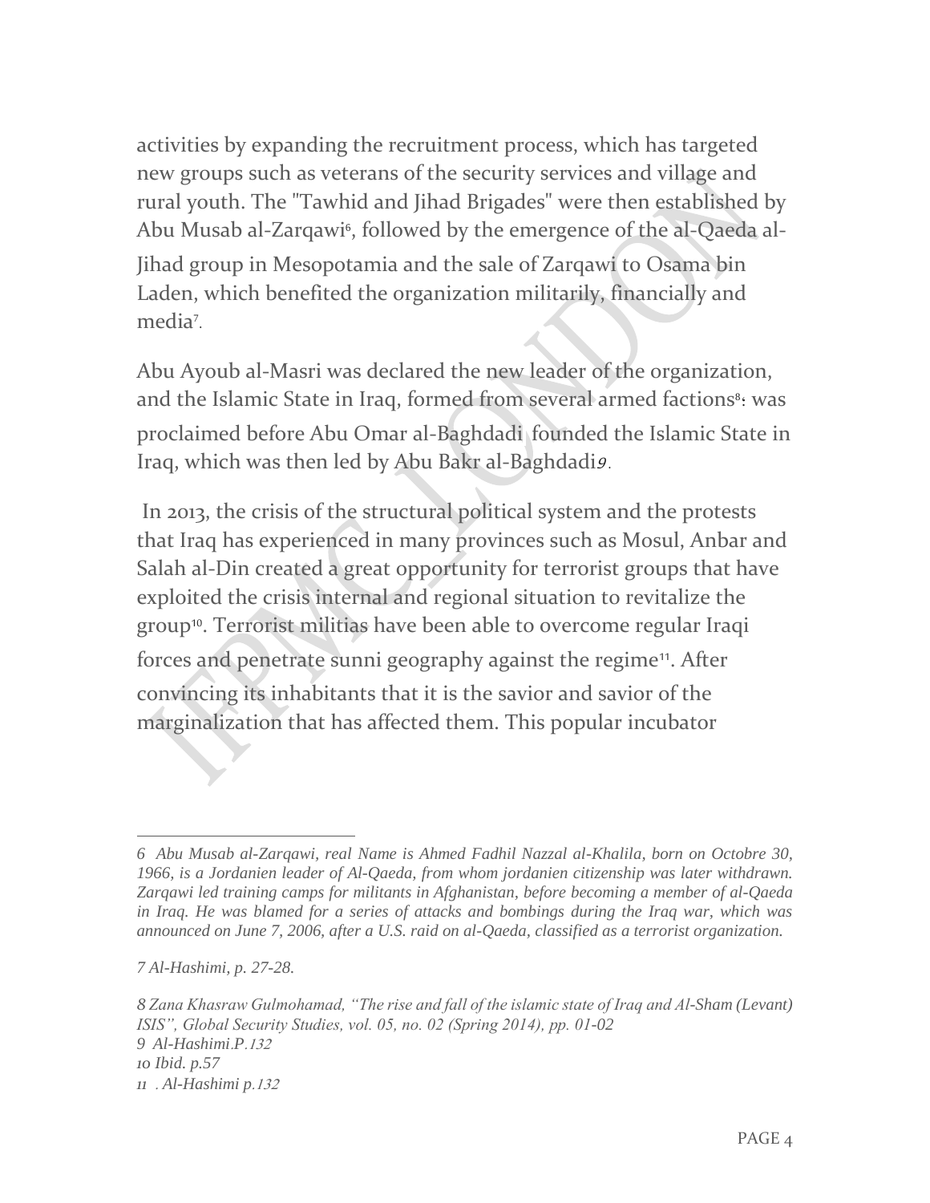activities by expanding the recruitment process, which has targeted new groups such as veterans of the security services and village and rural youth. The "Tawhid and Jihad Brigades" were then established by Abu Musab al-Zarqawi[6], followed by the emergence of the al-Qaeda al-Jihad group in Mesopotamia and the sale of Zarqawi to Osama bin Laden, which benefited the organization militarily, financially and media[7].

Abu Ayoub al-Masri was declared the new leader of the organization, and the Islamic State in Iraq, formed from several armed factions[8]: was proclaimed before Abu Omar al-Baghdadi founded the Islamic State in Iraq, which was then led by Abu Bakr al-Baghdadi[9].

In 2013, the crisis of the structural political system and the protests that Iraq has experienced in many provinces such as Mosul, Anbar and Salah al-Din created a great opportunity for terrorist groups that have exploited the crisis internal and regional situation to revitalize the group[10]. Terrorist militias have been able to overcome regular Iraqi forces and penetrate sunni geography against the regime[11]. After convincing its inhabitants that it is the savior and savior of the marginalization that has affected them. This popular incubator

---

*6 Abu Musab al-Zarqawi, real Name is Ahmed Fadhil Nazzal al-Khalila, born on Octobre 30, 1966, is a Jordanien leader of Al-Qaeda, from whom jordanien citizenship was later withdrawn. Zarqawi led training camps for militants in Afghanistan, before becoming a member of al-Qaeda in Iraq. He was blamed for a series of attacks and bombings during the Iraq war, which was announced on June 7, 2006, after a U.S. raid on al-Qaeda, classified as a terrorist organization.*

*7 Al-Hashimi, p. 27-28.*

*8 Zana Khasraw Gulmohamad, "The rise and fall of the islamic state of Iraq and Al-Sham (Levant) ISIS", Global Security Studies, vol. 05, no. 02 (Spring 2014), pp. 01-02*

*9 Al-Hashimi.P.132*

*10 Ibid. p.57*

*11 . Al-Hashimi p.132*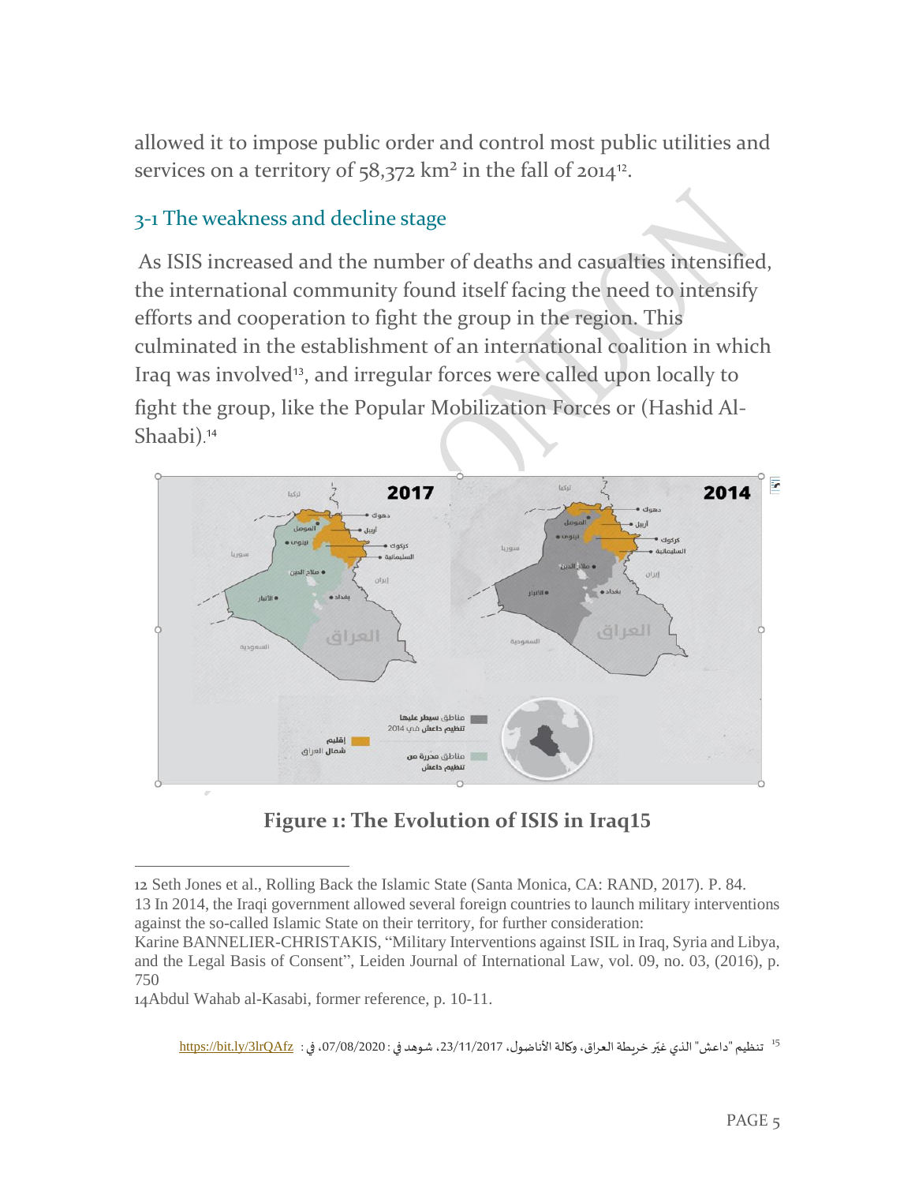allowed it to impose public order and control most public utilities and services on a territory of 58,372 km² in the fall of 2014[12].

### 3-1 The weakness and decline stage

As ISIS increased and the number of deaths and casualties intensified, the international community found itself facing the need to intensify efforts and cooperation to fight the group in the region. This culminated in the establishment of an international coalition in which Iraq was involved[13], and irregular forces were called upon locally to fight the group, like the Popular Mobilization Forces or (Hashid Al-Shaabi).[14]

**Figure 1: The Evolution of ISIS in Iraq15**

---

12 Seth Jones et al., Rolling Back the Islamic State (Santa Monica, CA: RAND, 2017). P. 84.

13 In 2014, the Iraqi government allowed several foreign countries to launch military interventions against the so-called Islamic State on their territory, for further consideration:
Karine BANNELIER-CHRISTAKIS, "Military Interventions against ISIL in Iraq, Syria and Libya, and the Legal Basis of Consent", Leiden Journal of International Law, vol. 09, no. 03, (2016), p. 750

14Abdul Wahab al-Kasabi, former reference, p. 10-11.

15 تنظيم "داعش" الذي غيّر خريطة العراق، وكالة الأناضول، 23/11/2017، شوهد في: 07/08/2020، في : https://bit.ly/3lrQAfz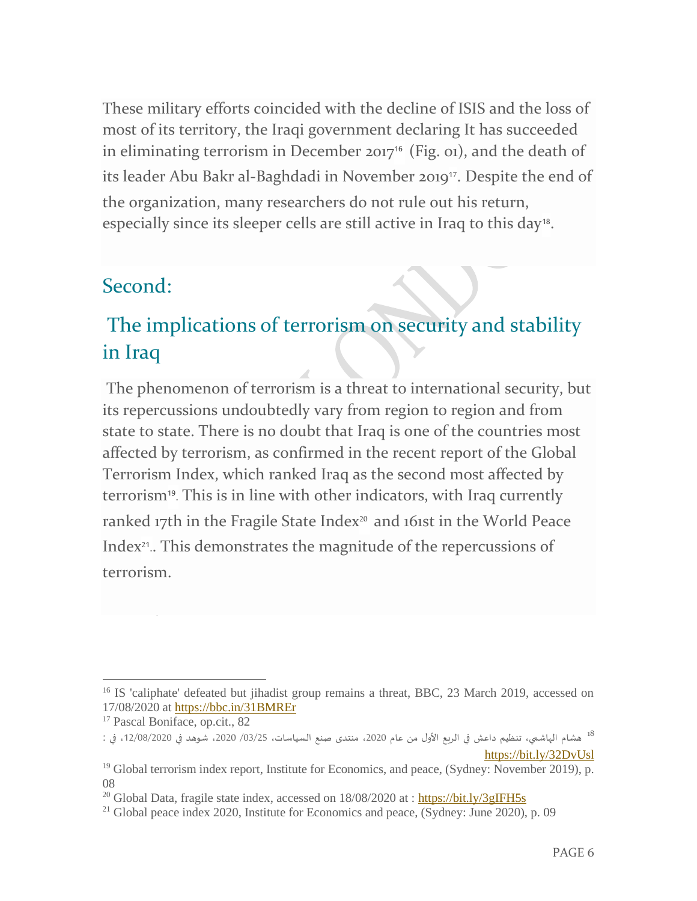These military efforts coincided with the decline of ISIS and the loss of most of its territory, the Iraqi government declaring It has succeeded in eliminating terrorism in December 2017[16] (Fig. 01), and the death of its leader Abu Bakr al-Baghdadi in November 2019[17]. Despite the end of the organization, many researchers do not rule out his return, especially since its sleeper cells are still active in Iraq to this day[18].

## Second:

## The implications of terrorism on security and stability in Iraq

The phenomenon of terrorism is a threat to international security, but its repercussions undoubtedly vary from region to region and from state to state. There is no doubt that Iraq is one of the countries most affected by terrorism, as confirmed in the recent report of the Global Terrorism Index, which ranked Iraq as the second most affected by terrorism[19]. This is in line with other indicators, with Iraq currently ranked 17th in the Fragile State Index[20] and 161st in the World Peace Index[21].. This demonstrates the magnitude of the repercussions of terrorism.

---

[16] IS 'caliphate' defeated but jihadist group remains a threat, BBC, 23 March 2019, accessed on 17/08/2020 at https://bbc.in/31BMREr

[17] Pascal Boniface, op.cit., 82

[18] هشام الهاشمي، تنظيم داعش في الربع الأول من عام 2020، منتدى صنع السياسات، 03/25/ 2020، شوهد في 12/08/2020، في : https://bit.ly/32DvUsl

[19] Global terrorism index report, Institute for Economics, and peace, (Sydney: November 2019), p. 08

[20] Global Data, fragile state index, accessed on 18/08/2020 at : https://bit.ly/3gIFH5s

[21] Global peace index 2020, Institute for Economics and peace, (Sydney: June 2020), p. 09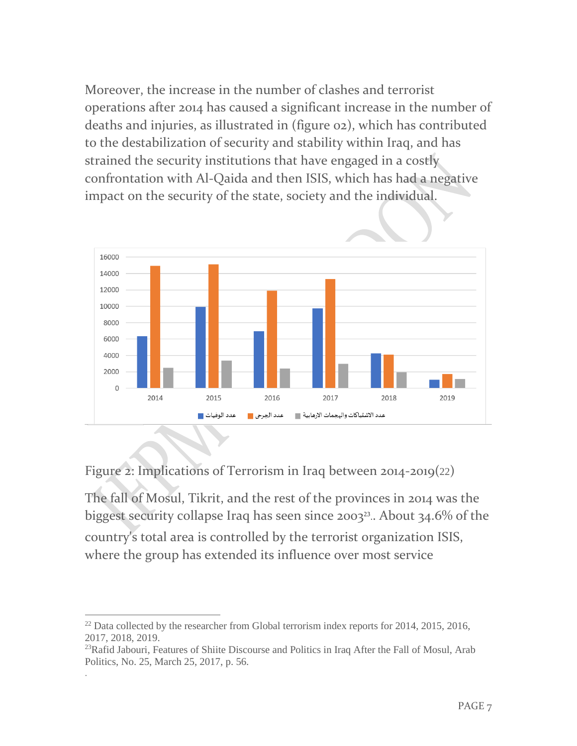Moreover, the increase in the number of clashes and terrorist operations after 2014 has caused a significant increase in the number of deaths and injuries, as illustrated in (figure 02), which has contributed to the destabilization of security and stability within Iraq, and has strained the security institutions that have engaged in a costly confrontation with Al-Qaida and then ISIS, which has had a negative impact on the security of the state, society and the individual.

Figure 2: Implications of Terrorism in Iraq between 2014-2019(22)

The fall of Mosul, Tikrit, and the rest of the provinces in 2014 was the biggest security collapse Iraq has seen since 2003[23].. About 34.6% of the country's total area is controlled by the terrorist organization ISIS, where the group has extended its influence over most service

---

[22] Data collected by the researcher from Global terrorism index reports for 2014, 2015, 2016, 2017, 2018, 2019.

[23] Rafid Jabouri, Features of Shiite Discourse and Politics in Iraq After the Fall of Mosul, Arab Politics, No. 25, March 25, 2017, p. 56.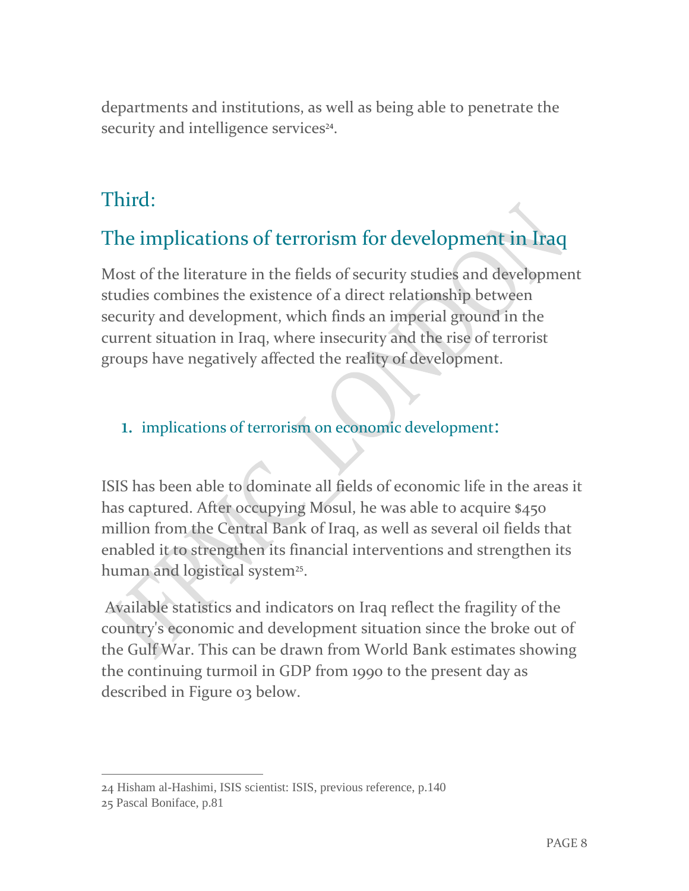departments and institutions, as well as being able to penetrate the security and intelligence services[24].

## Third:

## The implications of terrorism for development in Iraq

Most of the literature in the fields of security studies and development studies combines the existence of a direct relationship between security and development, which finds an imperial ground in the current situation in Iraq, where insecurity and the rise of terrorist groups have negatively affected the reality of development.

### 1. implications of terrorism on economic development:

ISIS has been able to dominate all fields of economic life in the areas it has captured. After occupying Mosul, he was able to acquire $450 million from the Central Bank of Iraq, as well as several oil fields that enabled it to strengthen its financial interventions and strengthen its human and logistical system[25].

Available statistics and indicators on Iraq reflect the fragility of the country's economic and development situation since the broke out of the Gulf War. This can be drawn from World Bank estimates showing the continuing turmoil in GDP from 1990 to the present day as described in Figure 03 below.

---

24 Hisham al-Hashimi, ISIS scientist: ISIS, previous reference, p.140

25 Pascal Boniface, p.81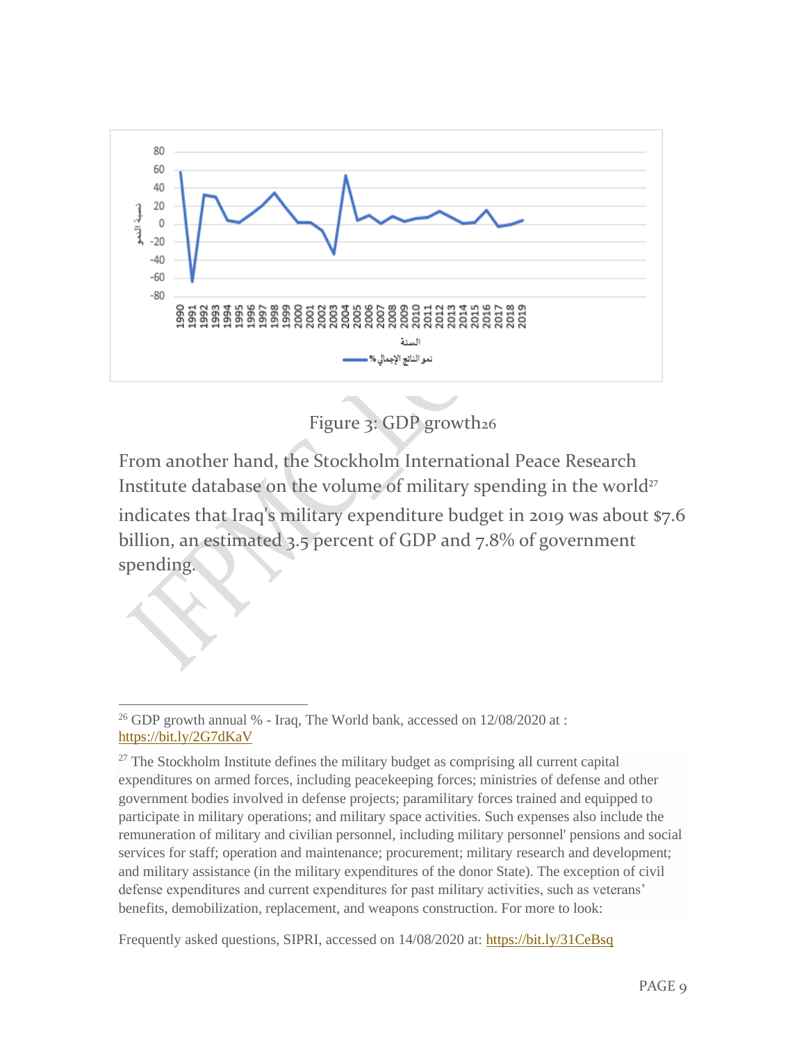Figure 3: GDP growth[26]

From another hand, the Stockholm International Peace Research Institute database on the volume of military spending in the world[27] indicates that Iraq's military expenditure budget in 2019 was about $7.6 billion, an estimated 3.5 percent of GDP and 7.8% of government spending.

---

[26] GDP growth annual % - Iraq, The World bank, accessed on 12/08/2020 at : https://bit.ly/2G7dKaV

[27] The Stockholm Institute defines the military budget as comprising all current capital expenditures on armed forces, including peacekeeping forces; ministries of defense and other government bodies involved in defense projects; paramilitary forces trained and equipped to participate in military operations; and military space activities. Such expenses also include the remuneration of military and civilian personnel, including military personnel' pensions and social services for staff; operation and maintenance; procurement; military research and development; and military assistance (in the military expenditures of the donor State). The exception of civil defense expenditures and current expenditures for past military activities, such as veterans' benefits, demobilization, replacement, and weapons construction. For more to look:

Frequently asked questions, SIPRI, accessed on 14/08/2020 at: https://bit.ly/31CeBsq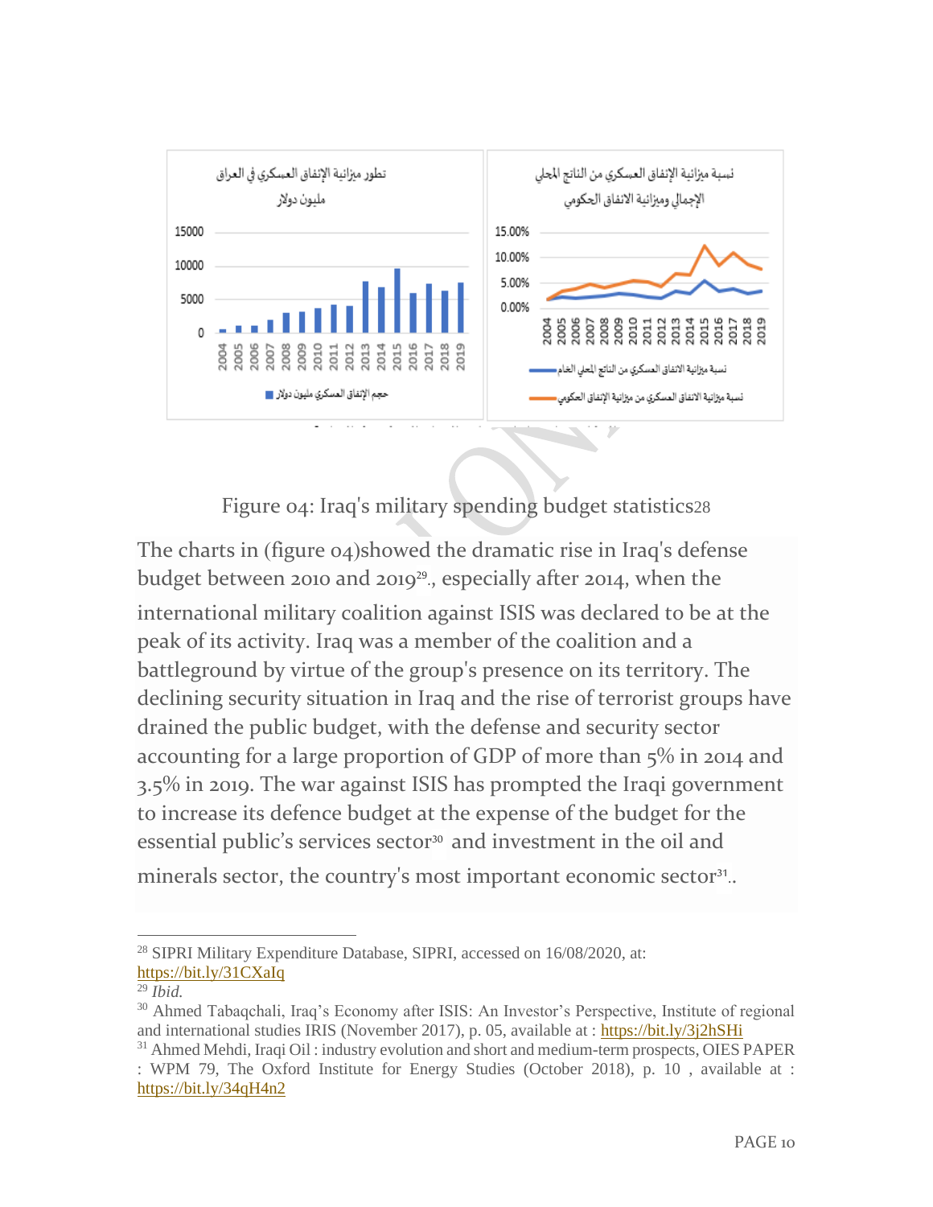Figure 04: Iraq's military spending budget statistics[28]

The charts in (figure 04)showed the dramatic rise in Iraq's defense budget between 2010 and 2019[29]., especially after 2014, when the international military coalition against ISIS was declared to be at the peak of its activity. Iraq was a member of the coalition and a battleground by virtue of the group's presence on its territory. The declining security situation in Iraq and the rise of terrorist groups have drained the public budget, with the defense and security sector accounting for a large proportion of GDP of more than 5% in 2014 and 3.5% in 2019. The war against ISIS has prompted the Iraqi government to increase its defence budget at the expense of the budget for the essential public's services sector[30] and investment in the oil and minerals sector, the country's most important economic sector[31]..

---

[28] SIPRI Military Expenditure Database, SIPRI, accessed on 16/08/2020, at: https://bit.ly/31CXaIq

[29] *Ibid.*

[30] Ahmed Tabaqchali, Iraq's Economy after ISIS: An Investor's Perspective, Institute of regional and international studies IRIS (November 2017), p. 05, available at : https://bit.ly/3j2hSHi

[31] Ahmed Mehdi, Iraqi Oil : industry evolution and short and medium-term prospects, OIES PAPER : WPM 79, The Oxford Institute for Energy Studies (October 2018), p. 10 , available at : https://bit.ly/34qH4n2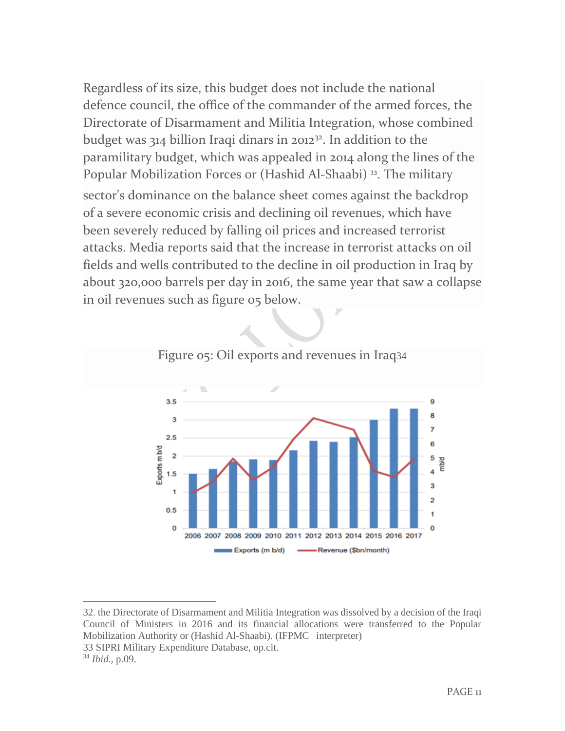Regardless of its size, this budget does not include the national defence council, the office of the commander of the armed forces, the Directorate of Disarmament and Militia Integration, whose combined budget was 314 billion Iraqi dinars in 2012[32]. In addition to the paramilitary budget, which was appealed in 2014 along the lines of the Popular Mobilization Forces or (Hashid Al-Shaabi) [33]. The military sector's dominance on the balance sheet comes against the backdrop of a severe economic crisis and declining oil revenues, which have been severely reduced by falling oil prices and increased terrorist attacks. Media reports said that the increase in terrorist attacks on oil fields and wells contributed to the decline in oil production in Iraq by about 320,000 barrels per day in 2016, the same year that saw a collapse in oil revenues such as figure 05 below.

Figure 05: Oil exports and revenues in Iraq34

---

32. the Directorate of Disarmament and Militia Integration was dissolved by a decision of the Iraqi Council of Ministers in 2016 and its financial allocations were transferred to the Popular Mobilization Authority or (Hashid Al-Shaabi). (IFPMC interpreter)

33 SIPRI Military Expenditure Database, op.cit.

34 *Ibid.*, p.09.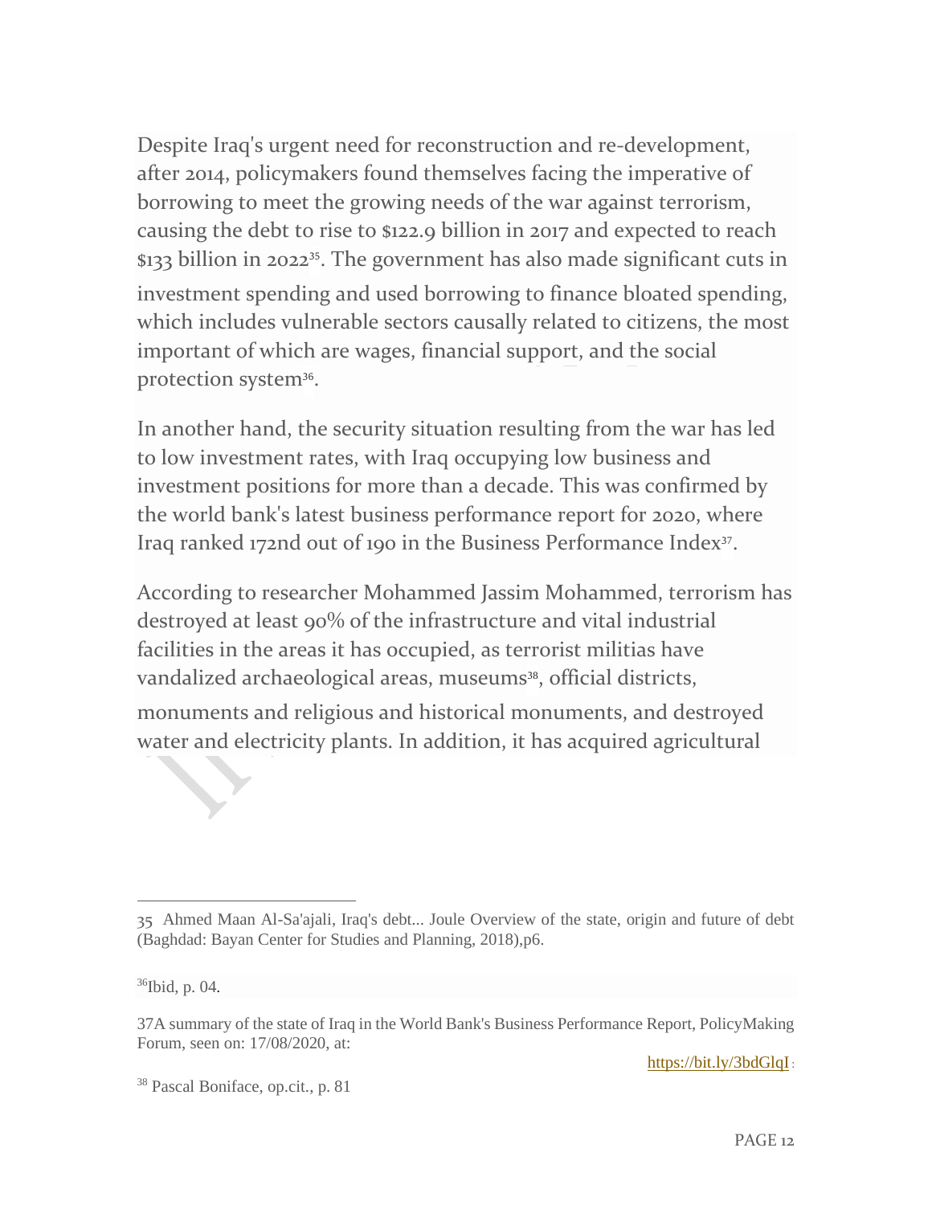Despite Iraq's urgent need for reconstruction and re-development, after 2014, policymakers found themselves facing the imperative of borrowing to meet the growing needs of the war against terrorism, causing the debt to rise to $122.9 billion in 2017 and expected to reach $133 billion in 2022[35]. The government has also made significant cuts in investment spending and used borrowing to finance bloated spending, which includes vulnerable sectors causally related to citizens, the most important of which are wages, financial support, and the social protection system[36].

In another hand, the security situation resulting from the war has led to low investment rates, with Iraq occupying low business and investment positions for more than a decade. This was confirmed by the world bank's latest business performance report for 2020, where Iraq ranked 172nd out of 190 in the Business Performance Index[37].

According to researcher Mohammed Jassim Mohammed, terrorism has destroyed at least 90% of the infrastructure and vital industrial facilities in the areas it has occupied, as terrorist militias have vandalized archaeological areas, museums[38], official districts, monuments and religious and historical monuments, and destroyed water and electricity plants. In addition, it has acquired agricultural

---

35 Ahmed Maan Al-Sa'ajali, Iraq's debt... Joule Overview of the state, origin and future of debt (Baghdad: Bayan Center for Studies and Planning, 2018),p6.

36 Ibid, p. 04.

37 A summary of the state of Iraq in the World Bank's Business Performance Report, PolicyMaking Forum, seen on: 17/08/2020, at: https://bit.ly/3bdGlqI :

38 Pascal Boniface, op.cit., p. 81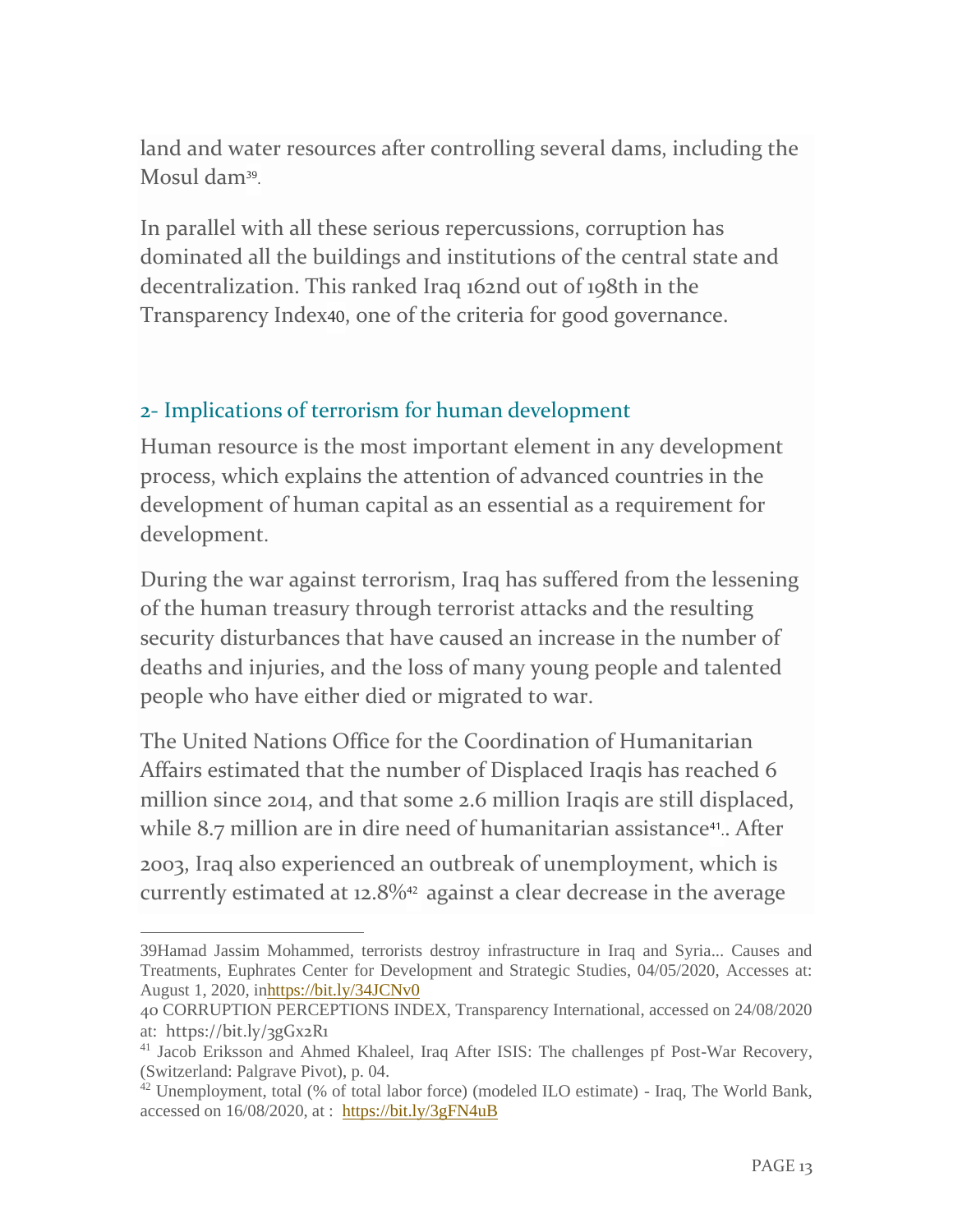land and water resources after controlling several dams, including the Mosul dam[39].

In parallel with all these serious repercussions, corruption has dominated all the buildings and institutions of the central state and decentralization. This ranked Iraq 162nd out of 198th in the Transparency Index[40], one of the criteria for good governance.

## 2- Implications of terrorism for human development

Human resource is the most important element in any development process, which explains the attention of advanced countries in the development of human capital as an essential as a requirement for development.

During the war against terrorism, Iraq has suffered from the lessening of the human treasury through terrorist attacks and the resulting security disturbances that have caused an increase in the number of deaths and injuries, and the loss of many young people and talented people who have either died or migrated to war.

The United Nations Office for the Coordination of Humanitarian Affairs estimated that the number of Displaced Iraqis has reached 6 million since 2014, and that some 2.6 million Iraqis are still displaced, while 8.7 million are in dire need of humanitarian assistance[41].. After 2003, Iraq also experienced an outbreak of unemployment, which is currently estimated at 12.8%[42] against a clear decrease in the average

---

39Hamad Jassim Mohammed, terrorists destroy infrastructure in Iraq and Syria... Causes and Treatments, Euphrates Center for Development and Strategic Studies, 04/05/2020, Accesses at: August 1, 2020, inhttps://bit.ly/34JCNv0

40 CORRUPTION PERCEPTIONS INDEX, Transparency International, accessed on 24/08/2020 at: https://bit.ly/3gGx2R1

41 Jacob Eriksson and Ahmed Khaleel, Iraq After ISIS: The challenges pf Post-War Recovery, (Switzerland: Palgrave Pivot), p. 04.

42 Unemployment, total (% of total labor force) (modeled ILO estimate) - Iraq, The World Bank, accessed on 16/08/2020, at : https://bit.ly/3gFN4uB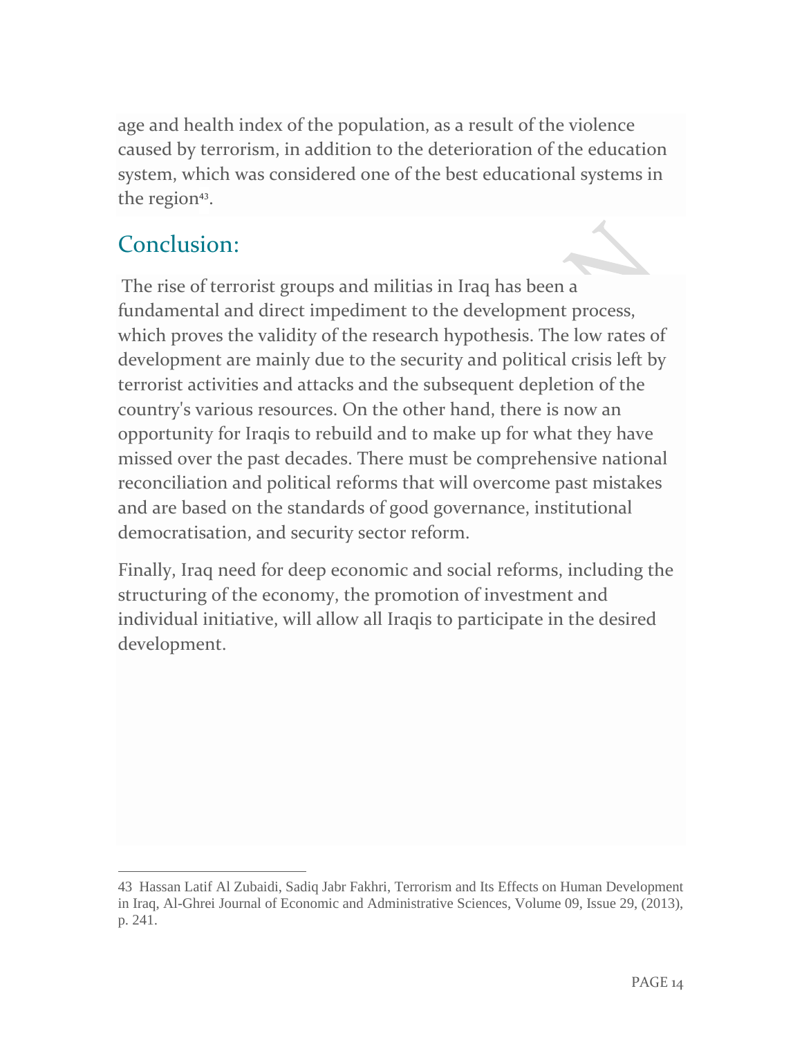age and health index of the population, as a result of the violence caused by terrorism, in addition to the deterioration of the education system, which was considered one of the best educational systems in the region[43].

## Conclusion:

The rise of terrorist groups and militias in Iraq has been a fundamental and direct impediment to the development process, which proves the validity of the research hypothesis. The low rates of development are mainly due to the security and political crisis left by terrorist activities and attacks and the subsequent depletion of the country's various resources. On the other hand, there is now an opportunity for Iraqis to rebuild and to make up for what they have missed over the past decades. There must be comprehensive national reconciliation and political reforms that will overcome past mistakes and are based on the standards of good governance, institutional democratisation, and security sector reform.

Finally, Iraq need for deep economic and social reforms, including the structuring of the economy, the promotion of investment and individual initiative, will allow all Iraqis to participate in the desired development.

---

43 Hassan Latif Al Zubaidi, Sadiq Jabr Fakhri, Terrorism and Its Effects on Human Development in Iraq, Al-Ghrei Journal of Economic and Administrative Sciences, Volume 09, Issue 29, (2013), p. 241.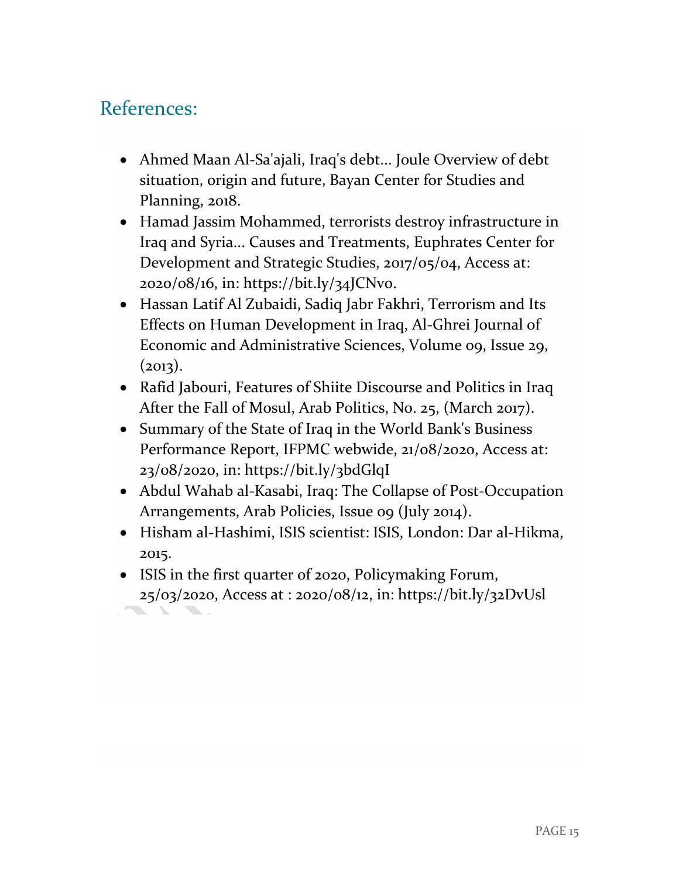## References:

- Ahmed Maan Al-Sa'ajali, Iraq's debt... Joule Overview of debt situation, origin and future, Bayan Center for Studies and Planning, 2018.
- Hamad Jassim Mohammed, terrorists destroy infrastructure in Iraq and Syria... Causes and Treatments, Euphrates Center for Development and Strategic Studies, 2017/05/04, Access at: 2020/08/16, in: https://bit.ly/34JCNvo.
- Hassan Latif Al Zubaidi, Sadiq Jabr Fakhri, Terrorism and Its Effects on Human Development in Iraq, Al-Ghrei Journal of Economic and Administrative Sciences, Volume 09, Issue 29, (2013).
- Rafid Jabouri, Features of Shiite Discourse and Politics in Iraq After the Fall of Mosul, Arab Politics, No. 25, (March 2017).
- Summary of the State of Iraq in the World Bank's Business Performance Report, IFPMC webwide, 21/08/2020, Access at: 23/08/2020, in: https://bit.ly/3bdGlqI
- Abdul Wahab al-Kasabi, Iraq: The Collapse of Post-Occupation Arrangements, Arab Policies, Issue 09 (July 2014).
- Hisham al-Hashimi, ISIS scientist: ISIS, London: Dar al-Hikma, 2015.
- ISIS in the first quarter of 2020, Policymaking Forum, 25/03/2020, Access at : 2020/08/12, in: https://bit.ly/32DvUsl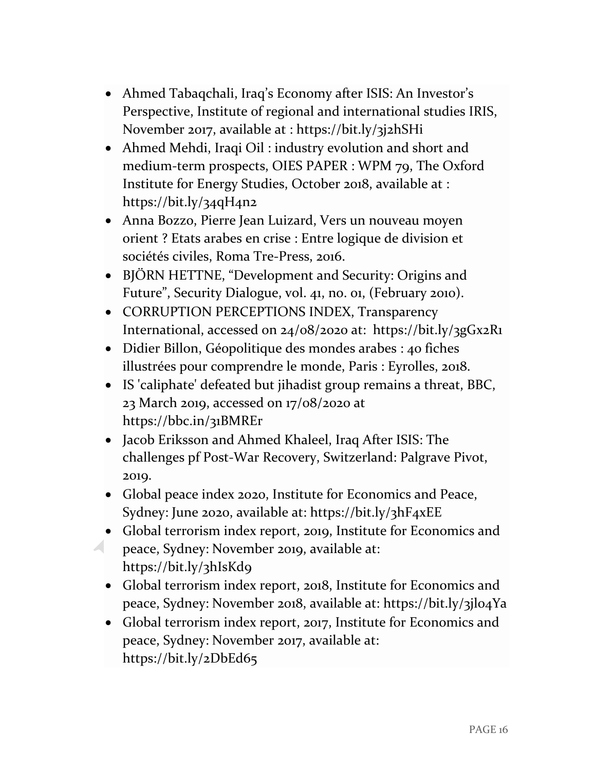- Ahmed Tabaqchali, Iraq's Economy after ISIS: An Investor's Perspective, Institute of regional and international studies IRIS, November 2017, available at : https://bit.ly/3j2hSHi
- Ahmed Mehdi, Iraqi Oil : industry evolution and short and medium-term prospects, OIES PAPER : WPM 79, The Oxford Institute for Energy Studies, October 2018, available at : https://bit.ly/34qH4n2
- Anna Bozzo, Pierre Jean Luizard, Vers un nouveau moyen orient ? Etats arabes en crise : Entre logique de division et sociétés civiles, Roma Tre-Press, 2016.
- BJÖRN HETTNE, "Development and Security: Origins and Future", Security Dialogue, vol. 41, no. 01, (February 2010).
- CORRUPTION PERCEPTIONS INDEX, Transparency International, accessed on 24/08/2020 at: https://bit.ly/3gGx2R1
- Didier Billon, Géopolitique des mondes arabes : 40 fiches illustrées pour comprendre le monde, Paris : Eyrolles, 2018.
- IS 'caliphate' defeated but jihadist group remains a threat, BBC, 23 March 2019, accessed on 17/08/2020 at https://bbc.in/31BMREr
- Jacob Eriksson and Ahmed Khaleel, Iraq After ISIS: The challenges pf Post-War Recovery, Switzerland: Palgrave Pivot, 2019.
- Global peace index 2020, Institute for Economics and Peace, Sydney: June 2020, available at: https://bit.ly/3hF4xEE
- Global terrorism index report, 2019, Institute for Economics and peace, Sydney: November 2019, available at: https://bit.ly/3hIsKd9
- Global terrorism index report, 2018, Institute for Economics and peace, Sydney: November 2018, available at: https://bit.ly/3jlo4Ya
- Global terrorism index report, 2017, Institute for Economics and peace, Sydney: November 2017, available at: https://bit.ly/2DbEd65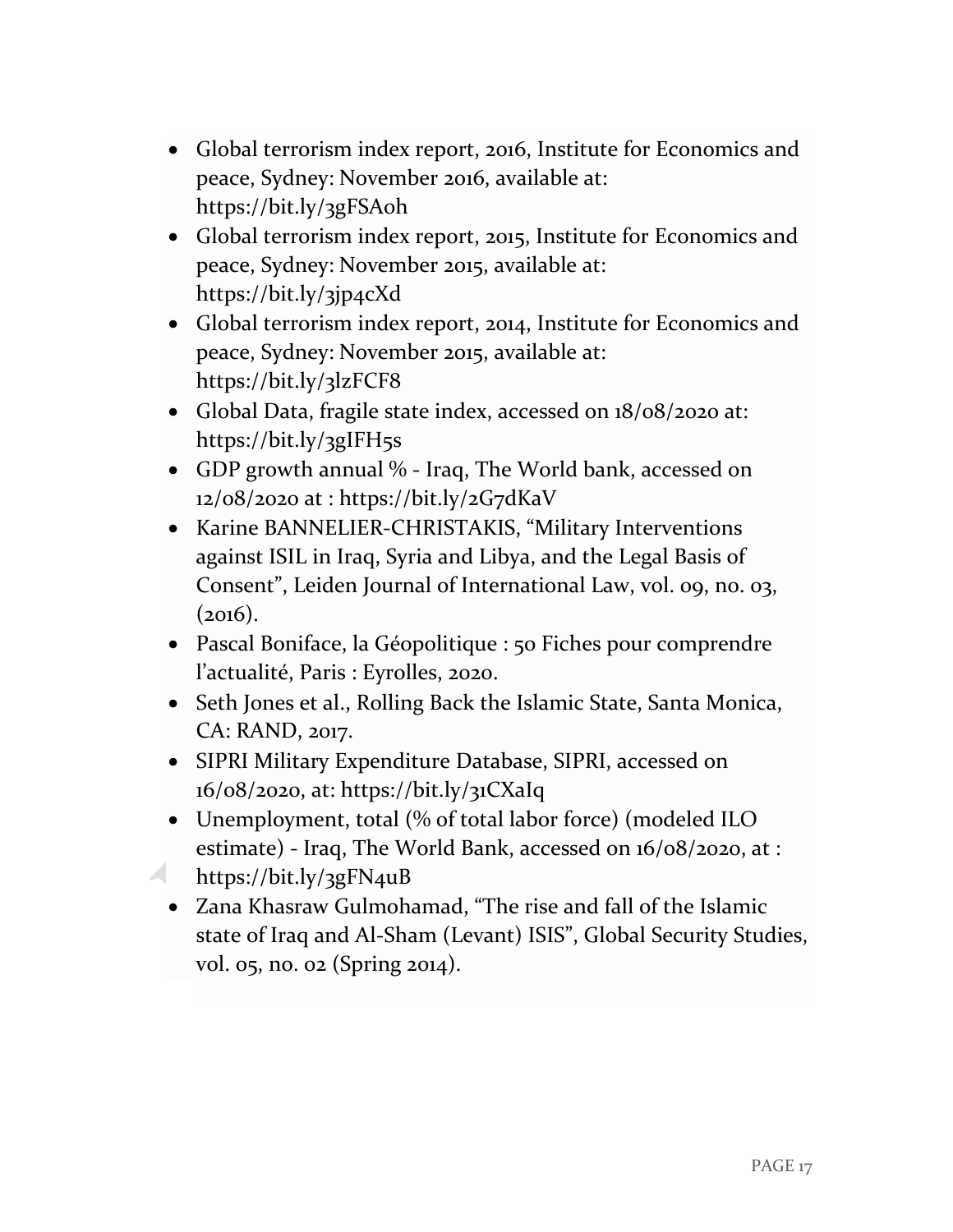- Global terrorism index report, 2016, Institute for Economics and peace, Sydney: November 2016, available at: https://bit.ly/3gFSAoh
- Global terrorism index report, 2015, Institute for Economics and peace, Sydney: November 2015, available at: https://bit.ly/3jp4cXd
- Global terrorism index report, 2014, Institute for Economics and peace, Sydney: November 2015, available at: https://bit.ly/3lzFCF8
- Global Data, fragile state index, accessed on 18/08/2020 at: https://bit.ly/3gIFH5s
- GDP growth annual % - Iraq, The World bank, accessed on 12/08/2020 at : https://bit.ly/2G7dKaV
- Karine BANNELIER-CHRISTAKIS, "Military Interventions against ISIL in Iraq, Syria and Libya, and the Legal Basis of Consent", Leiden Journal of International Law, vol. 09, no. 03, (2016).
- Pascal Boniface, la Géopolitique : 50 Fiches pour comprendre l'actualité, Paris : Eyrolles, 2020.
- Seth Jones et al., Rolling Back the Islamic State, Santa Monica, CA: RAND, 2017.
- SIPRI Military Expenditure Database, SIPRI, accessed on 16/08/2020, at: https://bit.ly/31CXaIq
- Unemployment, total (% of total labor force) (modeled ILO estimate) - Iraq, The World Bank, accessed on 16/08/2020, at : https://bit.ly/3gFN4uB
- Zana Khasraw Gulmohamad, "The rise and fall of the Islamic state of Iraq and Al-Sham (Levant) ISIS", Global Security Studies, vol. 05, no. 02 (Spring 2014).